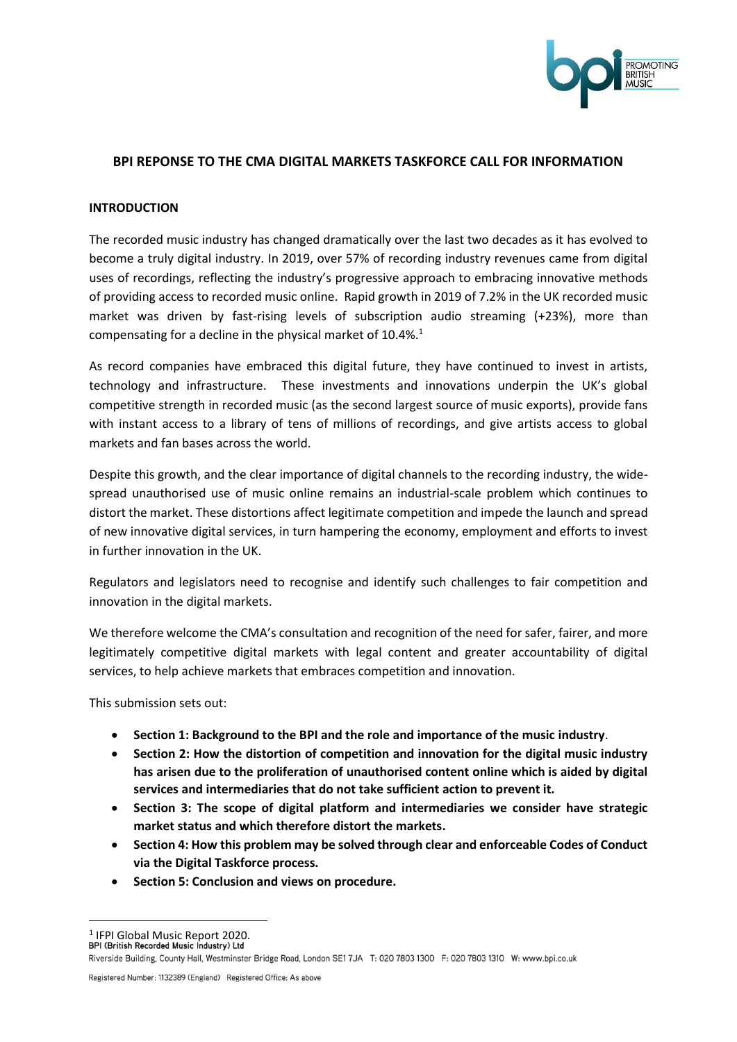# BPI REPONSE TO THE CMA DIGITAL MARKETS TASKFORCE CALL FOR INFORMATION

## INTRODUCTION

The recorded music industry has changed dramatically over the last two decades as it has evolved to become a truly digital industry. In 2019, over 57% of recording industry revenues came from digital uses of recordings, reflecting the industry's progressive approach to embracing innovative methods of providing access to recorded music online. Rapid growth in 2019 of 7.2% in the UK recorded music market was driven by fast-rising levels of subscription audio streaming (+23%), more than compensating for a decline in the physical market of 10.4%.[1]

As record companies have embraced this digital future, they have continued to invest in artists, technology and infrastructure. These investments and innovations underpin the UK's global competitive strength in recorded music (as the second largest source of music exports), provide fans with instant access to a library of tens of millions of recordings, and give artists access to global markets and fan bases across the world.

Despite this growth, and the clear importance of digital channels to the recording industry, the wide-spread unauthorised use of music online remains an industrial-scale problem which continues to distort the market. These distortions affect legitimate competition and impede the launch and spread of new innovative digital services, in turn hampering the economy, employment and efforts to invest in further innovation in the UK.

Regulators and legislators need to recognise and identify such challenges to fair competition and innovation in the digital markets.

We therefore welcome the CMA's consultation and recognition of the need for safer, fairer, and more legitimately competitive digital markets with legal content and greater accountability of digital services, to help achieve markets that embraces competition and innovation.

This submission sets out:

- **Section 1: Background to the BPI and the role and importance of the music industry**.
- **Section 2: How the distortion of competition and innovation for the digital music industry has arisen due to the proliferation of unauthorised content online which is aided by digital services and intermediaries that do not take sufficient action to prevent it.**
- **Section 3: The scope of digital platform and intermediaries we consider have strategic market status and which therefore distort the markets.**
- **Section 4: How this problem may be solved through clear and enforceable Codes of Conduct via the Digital Taskforce process.**
- **Section 5: Conclusion and views on procedure.**

[1] IFPI Global Music Report 2020.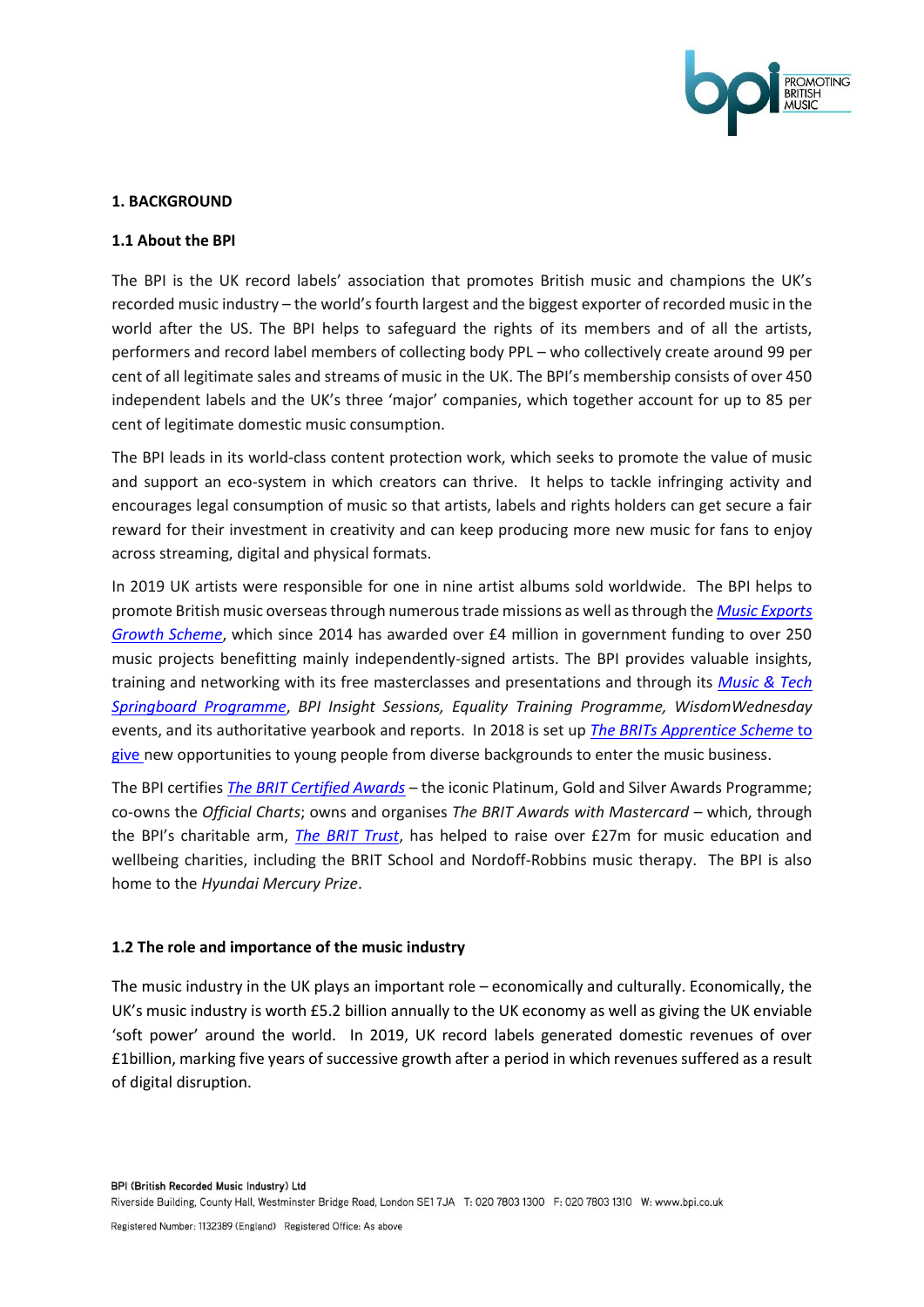## 1. BACKGROUND

### 1.1 About the BPI

The BPI is the UK record labels' association that promotes British music and champions the UK's recorded music industry – the world's fourth largest and the biggest exporter of recorded music in the world after the US. The BPI helps to safeguard the rights of its members and of all the artists, performers and record label members of collecting body PPL – who collectively create around 99 per cent of all legitimate sales and streams of music in the UK. The BPI's membership consists of over 450 independent labels and the UK's three 'major' companies, which together account for up to 85 per cent of legitimate domestic music consumption.

The BPI leads in its world-class content protection work, which seeks to promote the value of music and support an eco-system in which creators can thrive. It helps to tackle infringing activity and encourages legal consumption of music so that artists, labels and rights holders can get secure a fair reward for their investment in creativity and can keep producing more new music for fans to enjoy across streaming, digital and physical formats.

In 2019 UK artists were responsible for one in nine artist albums sold worldwide. The BPI helps to promote British music overseas through numerous trade missions as well as through the *Music Exports Growth Scheme*, which since 2014 has awarded over £4 million in government funding to over 250 music projects benefitting mainly independently-signed artists. The BPI provides valuable insights, training and networking with its free masterclasses and presentations and through its *Music & Tech Springboard Programme*, *BPI Insight Sessions, Equality Training Programme, WisdomWednesday* events, and its authoritative yearbook and reports. In 2018 is set up *The BRITs Apprentice Scheme* to give new opportunities to young people from diverse backgrounds to enter the music business.

The BPI certifies *The BRIT Certified Awards* – the iconic Platinum, Gold and Silver Awards Programme; co-owns the *Official Charts*; owns and organises *The BRIT Awards with Mastercard* – which, through the BPI's charitable arm, *The BRIT Trust*, has helped to raise over £27m for music education and wellbeing charities, including the BRIT School and Nordoff-Robbins music therapy. The BPI is also home to the *Hyundai Mercury Prize*.

### 1.2 The role and importance of the music industry

The music industry in the UK plays an important role – economically and culturally. Economically, the UK's music industry is worth £5.2 billion annually to the UK economy as well as giving the UK enviable 'soft power' around the world. In 2019, UK record labels generated domestic revenues of over £1billion, marking five years of successive growth after a period in which revenues suffered as a result of digital disruption.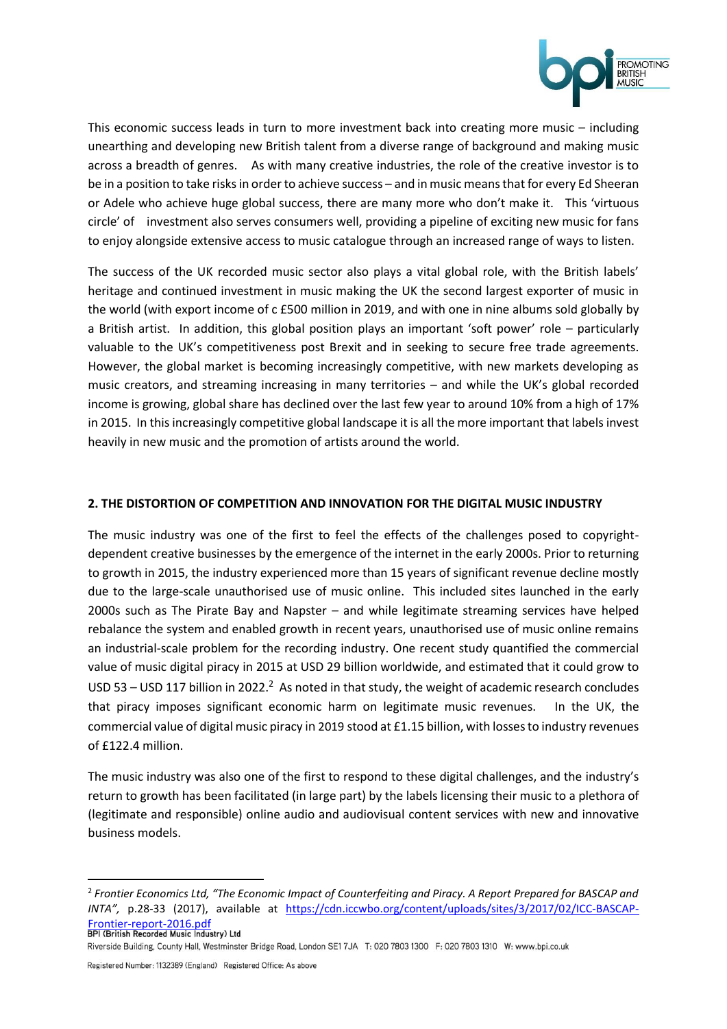This economic success leads in turn to more investment back into creating more music – including unearthing and developing new British talent from a diverse range of background and making music across a breadth of genres. As with many creative industries, the role of the creative investor is to be in a position to take risks in order to achieve success – and in music means that for every Ed Sheeran or Adele who achieve huge global success, there are many more who don't make it. This 'virtuous circle' of investment also serves consumers well, providing a pipeline of exciting new music for fans to enjoy alongside extensive access to music catalogue through an increased range of ways to listen.

The success of the UK recorded music sector also plays a vital global role, with the British labels' heritage and continued investment in music making the UK the second largest exporter of music in the world (with export income of c £500 million in 2019, and with one in nine albums sold globally by a British artist. In addition, this global position plays an important 'soft power' role – particularly valuable to the UK's competitiveness post Brexit and in seeking to secure free trade agreements. However, the global market is becoming increasingly competitive, with new markets developing as music creators, and streaming increasing in many territories – and while the UK's global recorded income is growing, global share has declined over the last few year to around 10% from a high of 17% in 2015. In this increasingly competitive global landscape it is all the more important that labels invest heavily in new music and the promotion of artists around the world.

## 2. THE DISTORTION OF COMPETITION AND INNOVATION FOR THE DIGITAL MUSIC INDUSTRY

The music industry was one of the first to feel the effects of the challenges posed to copyright-dependent creative businesses by the emergence of the internet in the early 2000s. Prior to returning to growth in 2015, the industry experienced more than 15 years of significant revenue decline mostly due to the large-scale unauthorised use of music online. This included sites launched in the early 2000s such as The Pirate Bay and Napster – and while legitimate streaming services have helped rebalance the system and enabled growth in recent years, unauthorised use of music online remains an industrial-scale problem for the recording industry. One recent study quantified the commercial value of music digital piracy in 2015 at USD 29 billion worldwide, and estimated that it could grow to USD 53 – USD 117 billion in 2022.[2] As noted in that study, the weight of academic research concludes that piracy imposes significant economic harm on legitimate music revenues. In the UK, the commercial value of digital music piracy in 2019 stood at £1.15 billion, with losses to industry revenues of £122.4 million.

The music industry was also one of the first to respond to these digital challenges, and the industry's return to growth has been facilitated (in large part) by the labels licensing their music to a plethora of (legitimate and responsible) online audio and audiovisual content services with new and innovative business models.

---

[2] *Frontier Economics Ltd, "The Economic Impact of Counterfeiting and Piracy. A Report Prepared for BASCAP and INTA",* p.28-33 (2017), available at https://cdn.iccwbo.org/content/uploads/sites/3/2017/02/ICC-BASCAP-Frontier-report-2016.pdf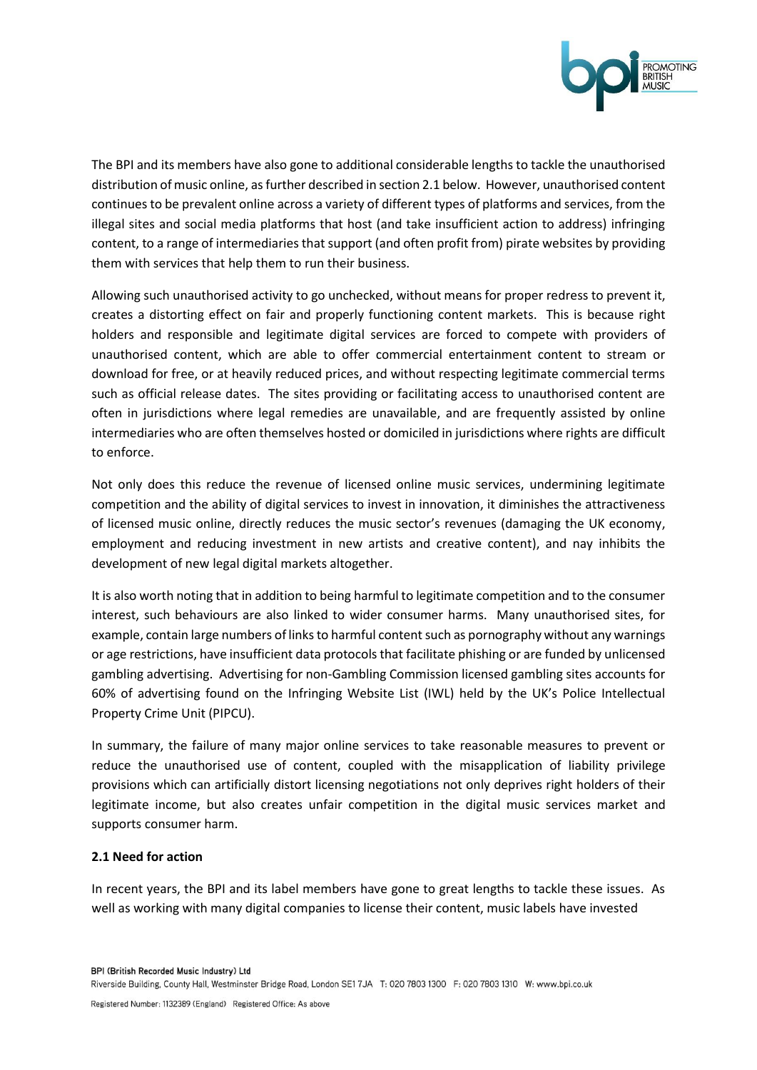The BPI and its members have also gone to additional considerable lengths to tackle the unauthorised distribution of music online, as further described in section 2.1 below. However, unauthorised content continues to be prevalent online across a variety of different types of platforms and services, from the illegal sites and social media platforms that host (and take insufficient action to address) infringing content, to a range of intermediaries that support (and often profit from) pirate websites by providing them with services that help them to run their business.

Allowing such unauthorised activity to go unchecked, without means for proper redress to prevent it, creates a distorting effect on fair and properly functioning content markets. This is because right holders and responsible and legitimate digital services are forced to compete with providers of unauthorised content, which are able to offer commercial entertainment content to stream or download for free, or at heavily reduced prices, and without respecting legitimate commercial terms such as official release dates. The sites providing or facilitating access to unauthorised content are often in jurisdictions where legal remedies are unavailable, and are frequently assisted by online intermediaries who are often themselves hosted or domiciled in jurisdictions where rights are difficult to enforce.

Not only does this reduce the revenue of licensed online music services, undermining legitimate competition and the ability of digital services to invest in innovation, it diminishes the attractiveness of licensed music online, directly reduces the music sector's revenues (damaging the UK economy, employment and reducing investment in new artists and creative content), and nay inhibits the development of new legal digital markets altogether.

It is also worth noting that in addition to being harmful to legitimate competition and to the consumer interest, such behaviours are also linked to wider consumer harms. Many unauthorised sites, for example, contain large numbers of links to harmful content such as pornography without any warnings or age restrictions, have insufficient data protocols that facilitate phishing or are funded by unlicensed gambling advertising. Advertising for non-Gambling Commission licensed gambling sites accounts for 60% of advertising found on the Infringing Website List (IWL) held by the UK's Police Intellectual Property Crime Unit (PIPCU).

In summary, the failure of many major online services to take reasonable measures to prevent or reduce the unauthorised use of content, coupled with the misapplication of liability privilege provisions which can artificially distort licensing negotiations not only deprives right holders of their legitimate income, but also creates unfair competition in the digital music services market and supports consumer harm.

### 2.1 Need for action

In recent years, the BPI and its label members have gone to great lengths to tackle these issues. As well as working with many digital companies to license their content, music labels have invested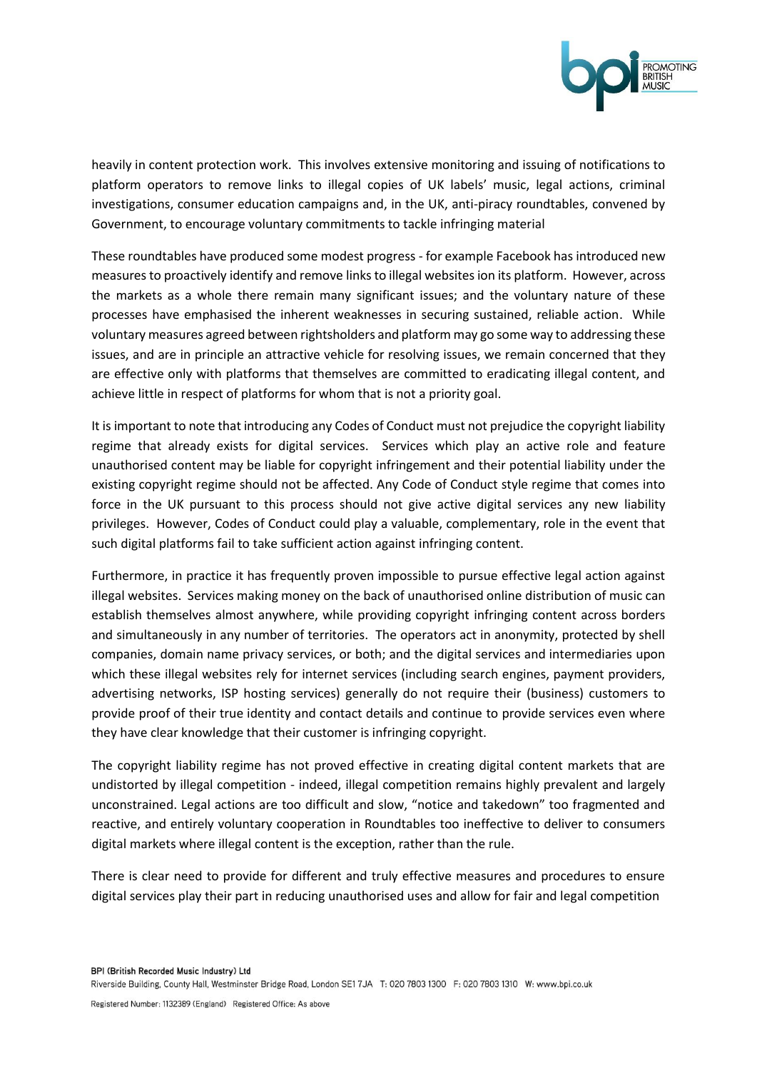heavily in content protection work. This involves extensive monitoring and issuing of notifications to platform operators to remove links to illegal copies of UK labels' music, legal actions, criminal investigations, consumer education campaigns and, in the UK, anti-piracy roundtables, convened by Government, to encourage voluntary commitments to tackle infringing material

These roundtables have produced some modest progress - for example Facebook has introduced new measures to proactively identify and remove links to illegal websites ion its platform. However, across the markets as a whole there remain many significant issues; and the voluntary nature of these processes have emphasised the inherent weaknesses in securing sustained, reliable action. While voluntary measures agreed between rightsholders and platform may go some way to addressing these issues, and are in principle an attractive vehicle for resolving issues, we remain concerned that they are effective only with platforms that themselves are committed to eradicating illegal content, and achieve little in respect of platforms for whom that is not a priority goal.

It is important to note that introducing any Codes of Conduct must not prejudice the copyright liability regime that already exists for digital services. Services which play an active role and feature unauthorised content may be liable for copyright infringement and their potential liability under the existing copyright regime should not be affected. Any Code of Conduct style regime that comes into force in the UK pursuant to this process should not give active digital services any new liability privileges. However, Codes of Conduct could play a valuable, complementary, role in the event that such digital platforms fail to take sufficient action against infringing content.

Furthermore, in practice it has frequently proven impossible to pursue effective legal action against illegal websites. Services making money on the back of unauthorised online distribution of music can establish themselves almost anywhere, while providing copyright infringing content across borders and simultaneously in any number of territories. The operators act in anonymity, protected by shell companies, domain name privacy services, or both; and the digital services and intermediaries upon which these illegal websites rely for internet services (including search engines, payment providers, advertising networks, ISP hosting services) generally do not require their (business) customers to provide proof of their true identity and contact details and continue to provide services even where they have clear knowledge that their customer is infringing copyright.

The copyright liability regime has not proved effective in creating digital content markets that are undistorted by illegal competition - indeed, illegal competition remains highly prevalent and largely unconstrained. Legal actions are too difficult and slow, "notice and takedown" too fragmented and reactive, and entirely voluntary cooperation in Roundtables too ineffective to deliver to consumers digital markets where illegal content is the exception, rather than the rule.

There is clear need to provide for different and truly effective measures and procedures to ensure digital services play their part in reducing unauthorised uses and allow for fair and legal competition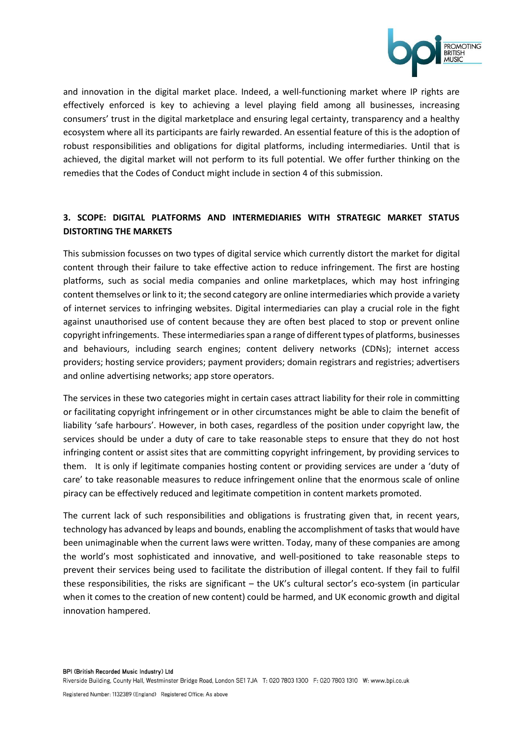and innovation in the digital market place. Indeed, a well-functioning market where IP rights are effectively enforced is key to achieving a level playing field among all businesses, increasing consumers' trust in the digital marketplace and ensuring legal certainty, transparency and a healthy ecosystem where all its participants are fairly rewarded. An essential feature of this is the adoption of robust responsibilities and obligations for digital platforms, including intermediaries. Until that is achieved, the digital market will not perform to its full potential. We offer further thinking on the remedies that the Codes of Conduct might include in section 4 of this submission.

## 3. SCOPE: DIGITAL PLATFORMS AND INTERMEDIARIES WITH STRATEGIC MARKET STATUS DISTORTING THE MARKETS

This submission focusses on two types of digital service which currently distort the market for digital content through their failure to take effective action to reduce infringement. The first are hosting platforms, such as social media companies and online marketplaces, which may host infringing content themselves or link to it; the second category are online intermediaries which provide a variety of internet services to infringing websites. Digital intermediaries can play a crucial role in the fight against unauthorised use of content because they are often best placed to stop or prevent online copyright infringements. These intermediaries span a range of different types of platforms, businesses and behaviours, including search engines; content delivery networks (CDNs); internet access providers; hosting service providers; payment providers; domain registrars and registries; advertisers and online advertising networks; app store operators.

The services in these two categories might in certain cases attract liability for their role in committing or facilitating copyright infringement or in other circumstances might be able to claim the benefit of liability 'safe harbours'. However, in both cases, regardless of the position under copyright law, the services should be under a duty of care to take reasonable steps to ensure that they do not host infringing content or assist sites that are committing copyright infringement, by providing services to them. It is only if legitimate companies hosting content or providing services are under a 'duty of care' to take reasonable measures to reduce infringement online that the enormous scale of online piracy can be effectively reduced and legitimate competition in content markets promoted.

The current lack of such responsibilities and obligations is frustrating given that, in recent years, technology has advanced by leaps and bounds, enabling the accomplishment of tasks that would have been unimaginable when the current laws were written. Today, many of these companies are among the world's most sophisticated and innovative, and well-positioned to take reasonable steps to prevent their services being used to facilitate the distribution of illegal content. If they fail to fulfil these responsibilities, the risks are significant – the UK's cultural sector's eco-system (in particular when it comes to the creation of new content) could be harmed, and UK economic growth and digital innovation hampered.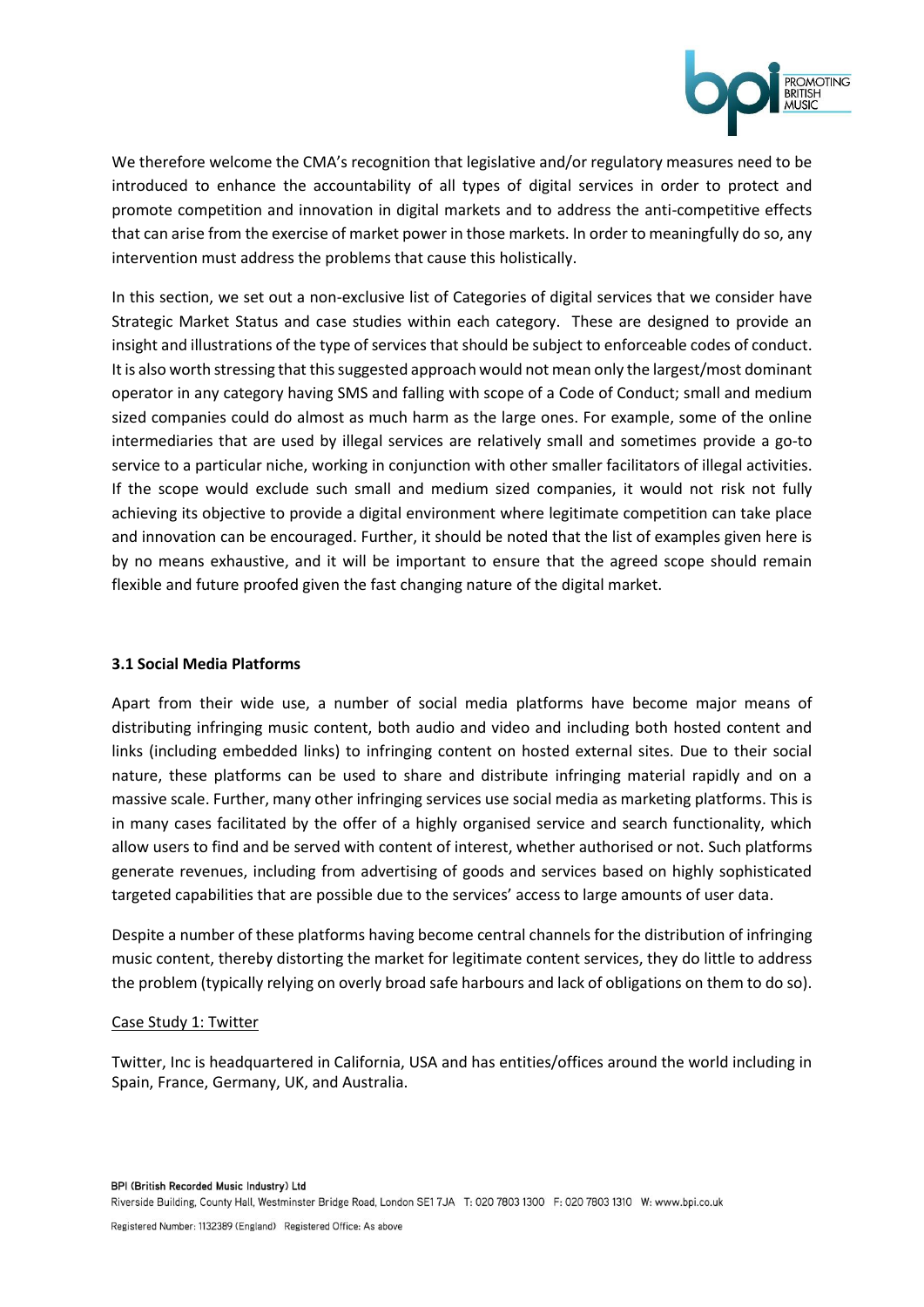We therefore welcome the CMA's recognition that legislative and/or regulatory measures need to be introduced to enhance the accountability of all types of digital services in order to protect and promote competition and innovation in digital markets and to address the anti-competitive effects that can arise from the exercise of market power in those markets. In order to meaningfully do so, any intervention must address the problems that cause this holistically.

In this section, we set out a non-exclusive list of Categories of digital services that we consider have Strategic Market Status and case studies within each category. These are designed to provide an insight and illustrations of the type of services that should be subject to enforceable codes of conduct. It is also worth stressing that this suggested approach would not mean only the largest/most dominant operator in any category having SMS and falling with scope of a Code of Conduct; small and medium sized companies could do almost as much harm as the large ones. For example, some of the online intermediaries that are used by illegal services are relatively small and sometimes provide a go-to service to a particular niche, working in conjunction with other smaller facilitators of illegal activities. If the scope would exclude such small and medium sized companies, it would not risk not fully achieving its objective to provide a digital environment where legitimate competition can take place and innovation can be encouraged. Further, it should be noted that the list of examples given here is by no means exhaustive, and it will be important to ensure that the agreed scope should remain flexible and future proofed given the fast changing nature of the digital market.

**3.1 Social Media Platforms**

Apart from their wide use, a number of social media platforms have become major means of distributing infringing music content, both audio and video and including both hosted content and links (including embedded links) to infringing content on hosted external sites. Due to their social nature, these platforms can be used to share and distribute infringing material rapidly and on a massive scale. Further, many other infringing services use social media as marketing platforms. This is in many cases facilitated by the offer of a highly organised service and search functionality, which allow users to find and be served with content of interest, whether authorised or not. Such platforms generate revenues, including from advertising of goods and services based on highly sophisticated targeted capabilities that are possible due to the services' access to large amounts of user data.

Despite a number of these platforms having become central channels for the distribution of infringing music content, thereby distorting the market for legitimate content services, they do little to address the problem (typically relying on overly broad safe harbours and lack of obligations on them to do so).

<u>Case Study 1: Twitter</u>

Twitter, Inc is headquartered in California, USA and has entities/offices around the world including in Spain, France, Germany, UK, and Australia.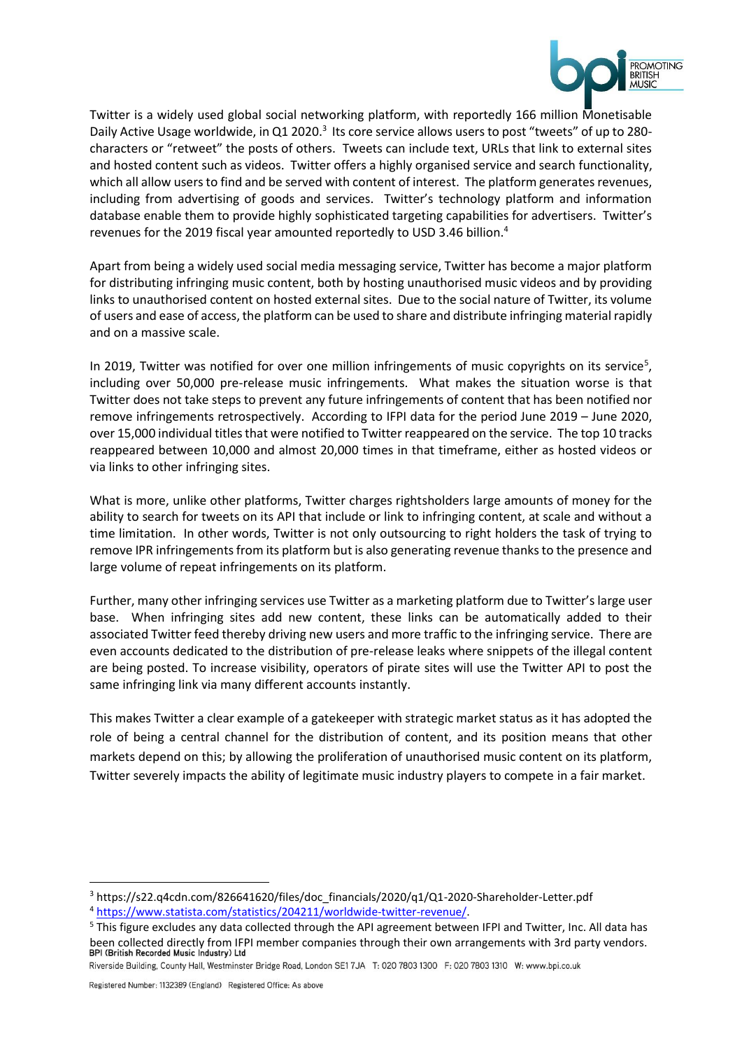Twitter is a widely used global social networking platform, with reportedly 166 million Monetisable Daily Active Usage worldwide, in Q1 2020.[3] Its core service allows users to post "tweets" of up to 280-characters or "retweet" the posts of others. Tweets can include text, URLs that link to external sites and hosted content such as videos. Twitter offers a highly organised service and search functionality, which all allow users to find and be served with content of interest. The platform generates revenues, including from advertising of goods and services. Twitter's technology platform and information database enable them to provide highly sophisticated targeting capabilities for advertisers. Twitter's revenues for the 2019 fiscal year amounted reportedly to USD 3.46 billion.[4]

Apart from being a widely used social media messaging service, Twitter has become a major platform for distributing infringing music content, both by hosting unauthorised music videos and by providing links to unauthorised content on hosted external sites. Due to the social nature of Twitter, its volume of users and ease of access, the platform can be used to share and distribute infringing material rapidly and on a massive scale.

In 2019, Twitter was notified for over one million infringements of music copyrights on its service[5], including over 50,000 pre-release music infringements. What makes the situation worse is that Twitter does not take steps to prevent any future infringements of content that has been notified nor remove infringements retrospectively. According to IFPI data for the period June 2019 – June 2020, over 15,000 individual titles that were notified to Twitter reappeared on the service. The top 10 tracks reappeared between 10,000 and almost 20,000 times in that timeframe, either as hosted videos or via links to other infringing sites.

What is more, unlike other platforms, Twitter charges rightsholders large amounts of money for the ability to search for tweets on its API that include or link to infringing content, at scale and without a time limitation. In other words, Twitter is not only outsourcing to right holders the task of trying to remove IPR infringements from its platform but is also generating revenue thanks to the presence and large volume of repeat infringements on its platform.

Further, many other infringing services use Twitter as a marketing platform due to Twitter's large user base. When infringing sites add new content, these links can be automatically added to their associated Twitter feed thereby driving new users and more traffic to the infringing service. There are even accounts dedicated to the distribution of pre-release leaks where snippets of the illegal content are being posted. To increase visibility, operators of pirate sites will use the Twitter API to post the same infringing link via many different accounts instantly.

This makes Twitter a clear example of a gatekeeper with strategic market status as it has adopted the role of being a central channel for the distribution of content, and its position means that other markets depend on this; by allowing the proliferation of unauthorised music content on its platform, Twitter severely impacts the ability of legitimate music industry players to compete in a fair market.

---

[3] https://s22.q4cdn.com/826641620/files/doc_financials/2020/q1/Q1-2020-Shareholder-Letter.pdf

[4] https://www.statista.com/statistics/204211/worldwide-twitter-revenue/.

[5] This figure excludes any data collected through the API agreement between IFPI and Twitter, Inc. All data has been collected directly from IFPI member companies through their own arrangements with 3rd party vendors.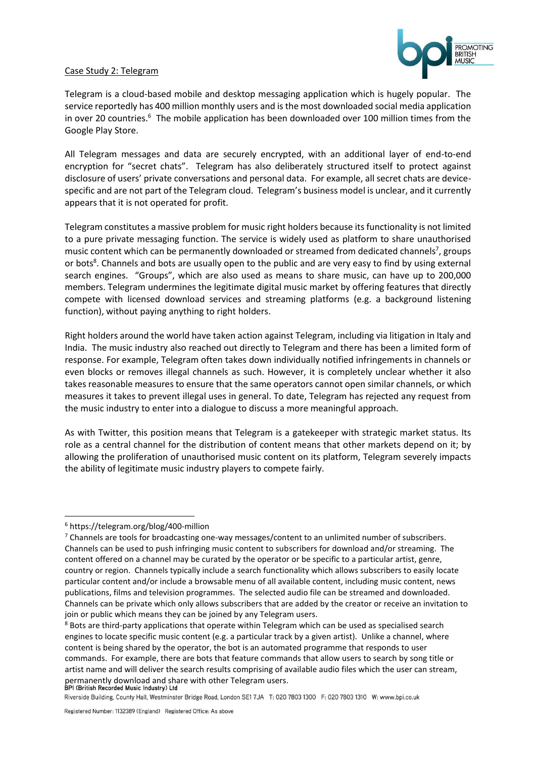Case Study 2: Telegram

Telegram is a cloud-based mobile and desktop messaging application which is hugely popular. The service reportedly has 400 million monthly users and is the most downloaded social media application in over 20 countries.[6] The mobile application has been downloaded over 100 million times from the Google Play Store.

All Telegram messages and data are securely encrypted, with an additional layer of end-to-end encryption for "secret chats". Telegram has also deliberately structured itself to protect against disclosure of users' private conversations and personal data. For example, all secret chats are device-specific and are not part of the Telegram cloud. Telegram's business model is unclear, and it currently appears that it is not operated for profit.

Telegram constitutes a massive problem for music right holders because its functionality is not limited to a pure private messaging function. The service is widely used as platform to share unauthorised music content which can be permanently downloaded or streamed from dedicated channels[7], groups or bots[8]. Channels and bots are usually open to the public and are very easy to find by using external search engines. "Groups", which are also used as means to share music, can have up to 200,000 members. Telegram undermines the legitimate digital music market by offering features that directly compete with licensed download services and streaming platforms (e.g. a background listening function), without paying anything to right holders.

Right holders around the world have taken action against Telegram, including via litigation in Italy and India. The music industry also reached out directly to Telegram and there has been a limited form of response. For example, Telegram often takes down individually notified infringements in channels or even blocks or removes illegal channels as such. However, it is completely unclear whether it also takes reasonable measures to ensure that the same operators cannot open similar channels, or which measures it takes to prevent illegal uses in general. To date, Telegram has rejected any request from the music industry to enter into a dialogue to discuss a more meaningful approach.

As with Twitter, this position means that Telegram is a gatekeeper with strategic market status. Its role as a central channel for the distribution of content means that other markets depend on it; by allowing the proliferation of unauthorised music content on its platform, Telegram severely impacts the ability of legitimate music industry players to compete fairly.

---

[6] https://telegram.org/blog/400-million

[7] Channels are tools for broadcasting one-way messages/content to an unlimited number of subscribers. Channels can be used to push infringing music content to subscribers for download and/or streaming. The content offered on a channel may be curated by the operator or be specific to a particular artist, genre, country or region. Channels typically include a search functionality which allows subscribers to easily locate particular content and/or include a browsable menu of all available content, including music content, news publications, films and television programmes. The selected audio file can be streamed and downloaded. Channels can be private which only allows subscribers that are added by the creator or receive an invitation to join or public which means they can be joined by any Telegram users.

[8] Bots are third-party applications that operate within Telegram which can be used as specialised search engines to locate specific music content (e.g. a particular track by a given artist). Unlike a channel, where content is being shared by the operator, the bot is an automated programme that responds to user commands. For example, there are bots that feature commands that allow users to search by song title or artist name and will deliver the search results comprising of available audio files which the user can stream, permanently download and share with other Telegram users.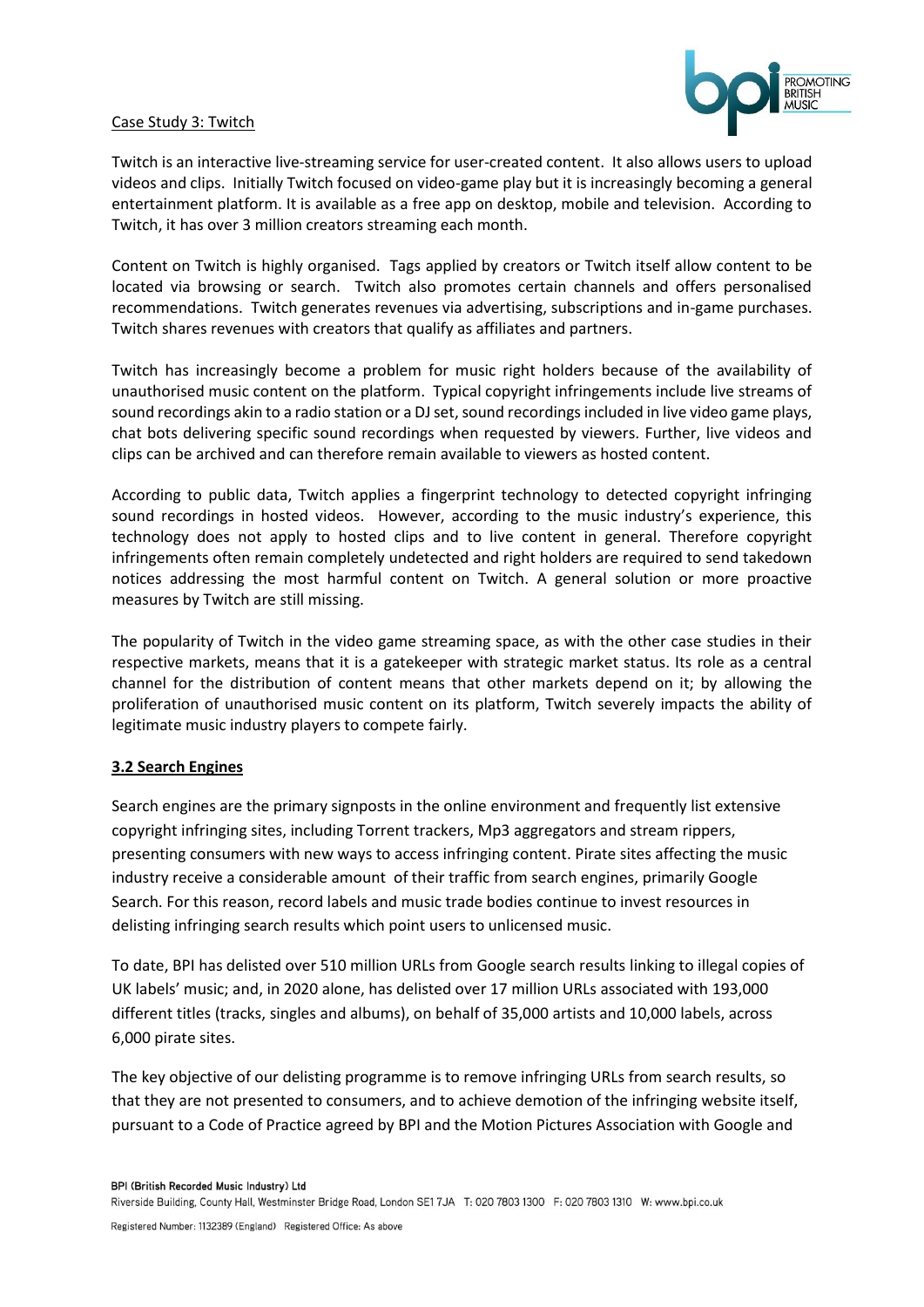Case Study 3: Twitch

Twitch is an interactive live-streaming service for user-created content. It also allows users to upload videos and clips. Initially Twitch focused on video-game play but it is increasingly becoming a general entertainment platform. It is available as a free app on desktop, mobile and television. According to Twitch, it has over 3 million creators streaming each month.

Content on Twitch is highly organised. Tags applied by creators or Twitch itself allow content to be located via browsing or search. Twitch also promotes certain channels and offers personalised recommendations. Twitch generates revenues via advertising, subscriptions and in-game purchases. Twitch shares revenues with creators that qualify as affiliates and partners.

Twitch has increasingly become a problem for music right holders because of the availability of unauthorised music content on the platform. Typical copyright infringements include live streams of sound recordings akin to a radio station or a DJ set, sound recordings included in live video game plays, chat bots delivering specific sound recordings when requested by viewers. Further, live videos and clips can be archived and can therefore remain available to viewers as hosted content.

According to public data, Twitch applies a fingerprint technology to detected copyright infringing sound recordings in hosted videos. However, according to the music industry's experience, this technology does not apply to hosted clips and to live content in general. Therefore copyright infringements often remain completely undetected and right holders are required to send takedown notices addressing the most harmful content on Twitch. A general solution or more proactive measures by Twitch are still missing.

The popularity of Twitch in the video game streaming space, as with the other case studies in their respective markets, means that it is a gatekeeper with strategic market status. Its role as a central channel for the distribution of content means that other markets depend on it; by allowing the proliferation of unauthorised music content on its platform, Twitch severely impacts the ability of legitimate music industry players to compete fairly.

**3.2 Search Engines**

Search engines are the primary signposts in the online environment and frequently list extensive copyright infringing sites, including Torrent trackers, Mp3 aggregators and stream rippers, presenting consumers with new ways to access infringing content. Pirate sites affecting the music industry receive a considerable amount of their traffic from search engines, primarily Google Search. For this reason, record labels and music trade bodies continue to invest resources in delisting infringing search results which point users to unlicensed music.

To date, BPI has delisted over 510 million URLs from Google search results linking to illegal copies of UK labels' music; and, in 2020 alone, has delisted over 17 million URLs associated with 193,000 different titles (tracks, singles and albums), on behalf of 35,000 artists and 10,000 labels, across 6,000 pirate sites.

The key objective of our delisting programme is to remove infringing URLs from search results, so that they are not presented to consumers, and to achieve demotion of the infringing website itself, pursuant to a Code of Practice agreed by BPI and the Motion Pictures Association with Google and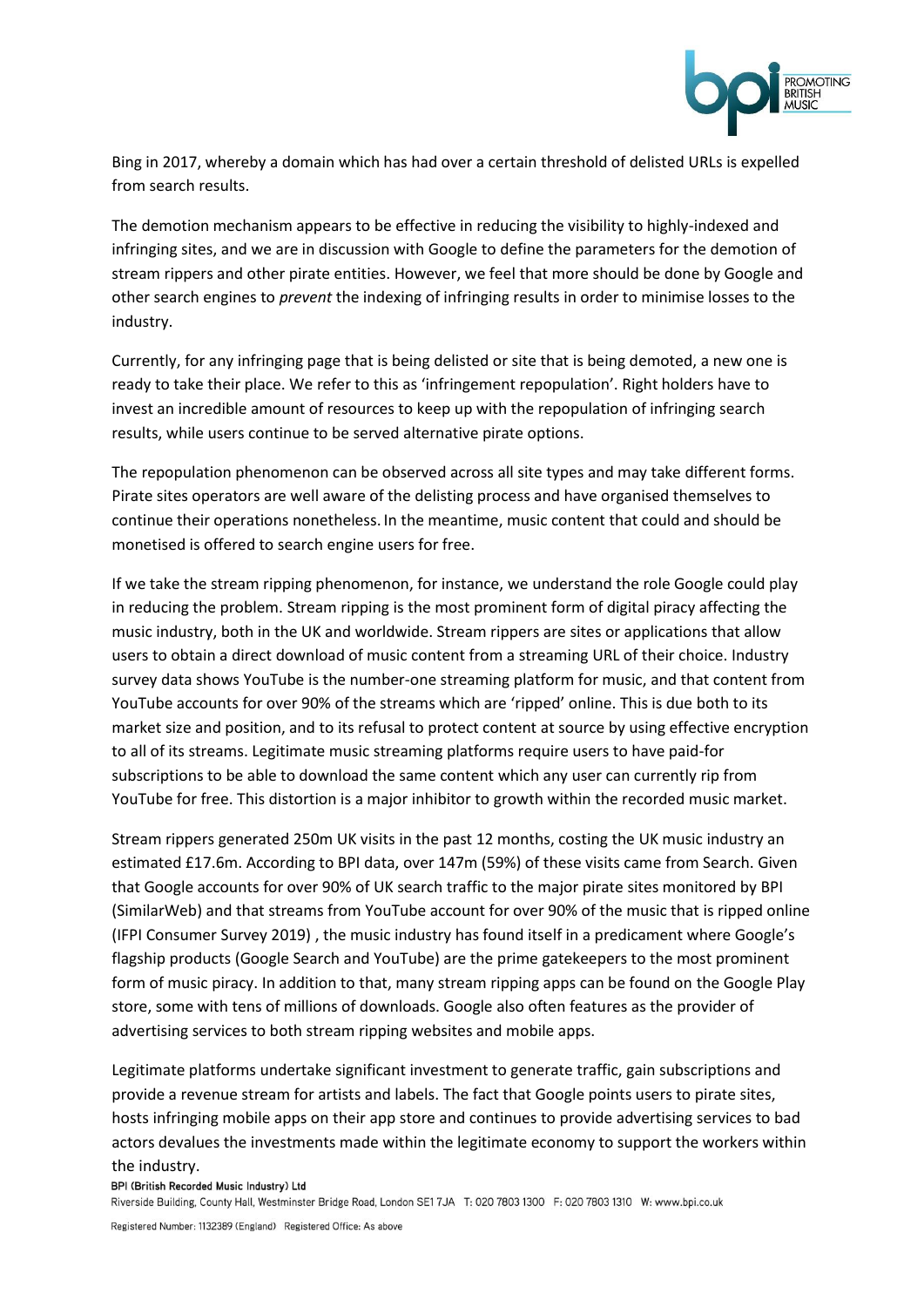Bing in 2017, whereby a domain which has had over a certain threshold of delisted URLs is expelled from search results.

The demotion mechanism appears to be effective in reducing the visibility to highly-indexed and infringing sites, and we are in discussion with Google to define the parameters for the demotion of stream rippers and other pirate entities. However, we feel that more should be done by Google and other search engines to *prevent* the indexing of infringing results in order to minimise losses to the industry.

Currently, for any infringing page that is being delisted or site that is being demoted, a new one is ready to take their place. We refer to this as 'infringement repopulation'. Right holders have to invest an incredible amount of resources to keep up with the repopulation of infringing search results, while users continue to be served alternative pirate options.

The repopulation phenomenon can be observed across all site types and may take different forms. Pirate sites operators are well aware of the delisting process and have organised themselves to continue their operations nonetheless. In the meantime, music content that could and should be monetised is offered to search engine users for free.

If we take the stream ripping phenomenon, for instance, we understand the role Google could play in reducing the problem. Stream ripping is the most prominent form of digital piracy affecting the music industry, both in the UK and worldwide. Stream rippers are sites or applications that allow users to obtain a direct download of music content from a streaming URL of their choice. Industry survey data shows YouTube is the number-one streaming platform for music, and that content from YouTube accounts for over 90% of the streams which are 'ripped' online. This is due both to its market size and position, and to its refusal to protect content at source by using effective encryption to all of its streams. Legitimate music streaming platforms require users to have paid-for subscriptions to be able to download the same content which any user can currently rip from YouTube for free. This distortion is a major inhibitor to growth within the recorded music market.

Stream rippers generated 250m UK visits in the past 12 months, costing the UK music industry an estimated £17.6m. According to BPI data, over 147m (59%) of these visits came from Search. Given that Google accounts for over 90% of UK search traffic to the major pirate sites monitored by BPI (SimilarWeb) and that streams from YouTube account for over 90% of the music that is ripped online (IFPI Consumer Survey 2019) , the music industry has found itself in a predicament where Google's flagship products (Google Search and YouTube) are the prime gatekeepers to the most prominent form of music piracy. In addition to that, many stream ripping apps can be found on the Google Play store, some with tens of millions of downloads. Google also often features as the provider of advertising services to both stream ripping websites and mobile apps.

Legitimate platforms undertake significant investment to generate traffic, gain subscriptions and provide a revenue stream for artists and labels. The fact that Google points users to pirate sites, hosts infringing mobile apps on their app store and continues to provide advertising services to bad actors devalues the investments made within the legitimate economy to support the workers within the industry.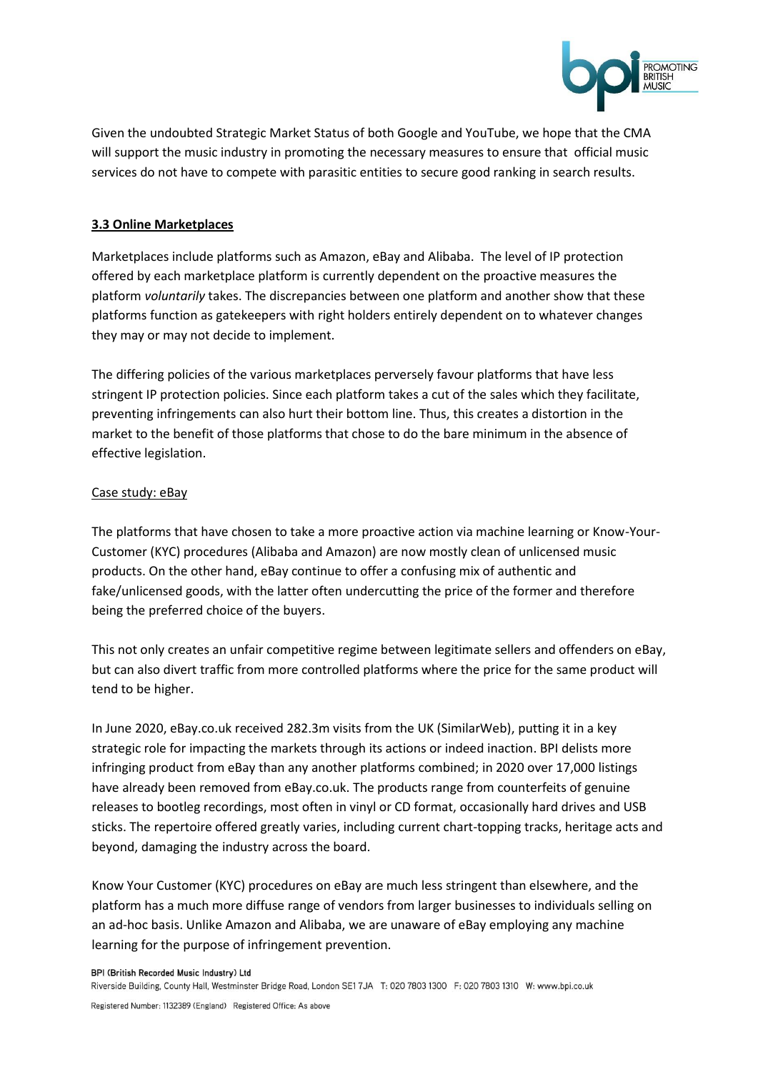Given the undoubted Strategic Market Status of both Google and YouTube, we hope that the CMA will support the music industry in promoting the necessary measures to ensure that official music services do not have to compete with parasitic entities to secure good ranking in search results.

### 3.3 Online Marketplaces

Marketplaces include platforms such as Amazon, eBay and Alibaba. The level of IP protection offered by each marketplace platform is currently dependent on the proactive measures the platform *voluntarily* takes. The discrepancies between one platform and another show that these platforms function as gatekeepers with right holders entirely dependent on to whatever changes they may or may not decide to implement.

The differing policies of the various marketplaces perversely favour platforms that have less stringent IP protection policies. Since each platform takes a cut of the sales which they facilitate, preventing infringements can also hurt their bottom line. Thus, this creates a distortion in the market to the benefit of those platforms that chose to do the bare minimum in the absence of effective legislation.

Case study: eBay

The platforms that have chosen to take a more proactive action via machine learning or Know-Your-Customer (KYC) procedures (Alibaba and Amazon) are now mostly clean of unlicensed music products. On the other hand, eBay continue to offer a confusing mix of authentic and fake/unlicensed goods, with the latter often undercutting the price of the former and therefore being the preferred choice of the buyers.

This not only creates an unfair competitive regime between legitimate sellers and offenders on eBay, but can also divert traffic from more controlled platforms where the price for the same product will tend to be higher.

In June 2020, eBay.co.uk received 282.3m visits from the UK (SimilarWeb), putting it in a key strategic role for impacting the markets through its actions or indeed inaction. BPI delists more infringing product from eBay than any another platforms combined; in 2020 over 17,000 listings have already been removed from eBay.co.uk. The products range from counterfeits of genuine releases to bootleg recordings, most often in vinyl or CD format, occasionally hard drives and USB sticks. The repertoire offered greatly varies, including current chart-topping tracks, heritage acts and beyond, damaging the industry across the board.

Know Your Customer (KYC) procedures on eBay are much less stringent than elsewhere, and the platform has a much more diffuse range of vendors from larger businesses to individuals selling on an ad-hoc basis. Unlike Amazon and Alibaba, we are unaware of eBay employing any machine learning for the purpose of infringement prevention.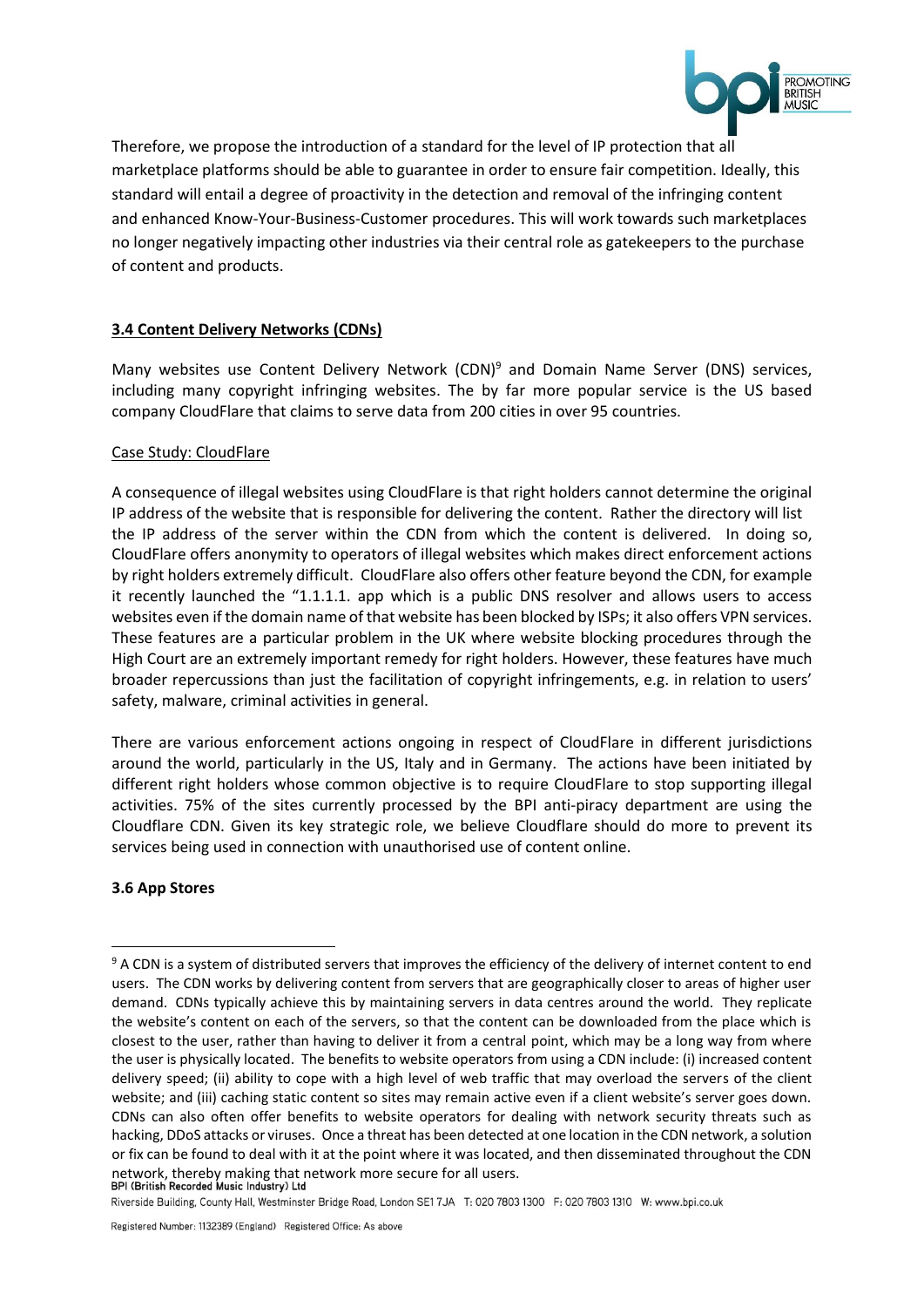Therefore, we propose the introduction of a standard for the level of IP protection that all marketplace platforms should be able to guarantee in order to ensure fair competition. Ideally, this standard will entail a degree of proactivity in the detection and removal of the infringing content and enhanced Know-Your-Business-Customer procedures. This will work towards such marketplaces no longer negatively impacting other industries via their central role as gatekeepers to the purchase of content and products.

### <u>3.4 Content Delivery Networks (CDNs)</u>

Many websites use Content Delivery Network (CDN)[9] and Domain Name Server (DNS) services, including many copyright infringing websites. The by far more popular service is the US based company CloudFlare that claims to serve data from 200 cities in over 95 countries.

<u>Case Study: CloudFlare</u>

A consequence of illegal websites using CloudFlare is that right holders cannot determine the original IP address of the website that is responsible for delivering the content. Rather the directory will list the IP address of the server within the CDN from which the content is delivered. In doing so, CloudFlare offers anonymity to operators of illegal websites which makes direct enforcement actions by right holders extremely difficult. CloudFlare also offers other feature beyond the CDN, for example it recently launched the "1.1.1.1. app which is a public DNS resolver and allows users to access websites even if the domain name of that website has been blocked by ISPs; it also offers VPN services. These features are a particular problem in the UK where website blocking procedures through the High Court are an extremely important remedy for right holders. However, these features have much broader repercussions than just the facilitation of copyright infringements, e.g. in relation to users' safety, malware, criminal activities in general.

There are various enforcement actions ongoing in respect of CloudFlare in different jurisdictions around the world, particularly in the US, Italy and in Germany. The actions have been initiated by different right holders whose common objective is to require CloudFlare to stop supporting illegal activities. 75% of the sites currently processed by the BPI anti-piracy department are using the Cloudflare CDN. Given its key strategic role, we believe Cloudflare should do more to prevent its services being used in connection with unauthorised use of content online.

### 3.6 App Stores

---

[9] A CDN is a system of distributed servers that improves the efficiency of the delivery of internet content to end users. The CDN works by delivering content from servers that are geographically closer to areas of higher user demand. CDNs typically achieve this by maintaining servers in data centres around the world. They replicate the website's content on each of the servers, so that the content can be downloaded from the place which is closest to the user, rather than having to deliver it from a central point, which may be a long way from where the user is physically located. The benefits to website operators from using a CDN include: (i) increased content delivery speed; (ii) ability to cope with a high level of web traffic that may overload the servers of the client website; and (iii) caching static content so sites may remain active even if a client website's server goes down. CDNs can also often offer benefits to website operators for dealing with network security threats such as hacking, DDoS attacks or viruses. Once a threat has been detected at one location in the CDN network, a solution or fix can be found to deal with it at the point where it was located, and then disseminated throughout the CDN network, thereby making that network more secure for all users.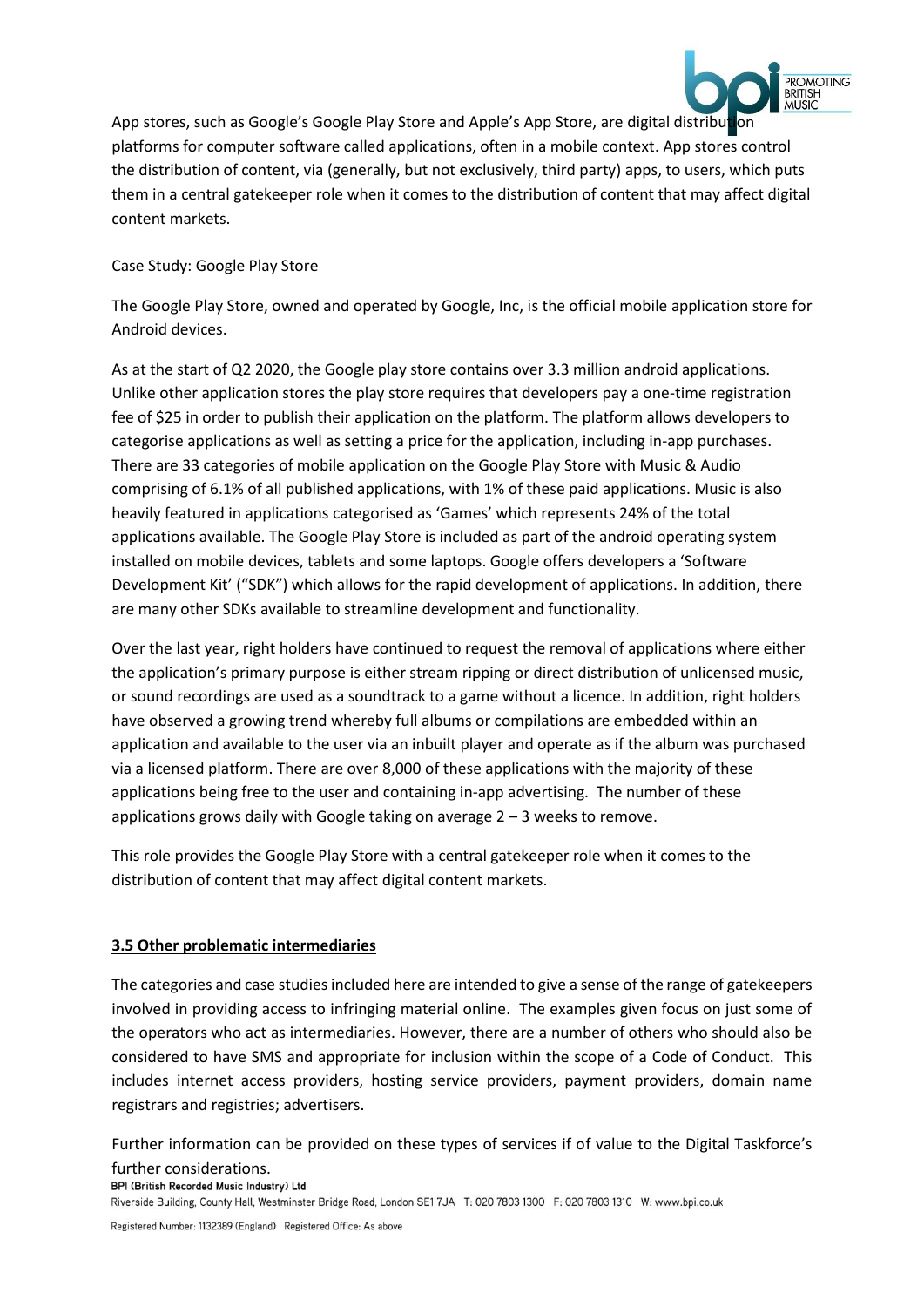App stores, such as Google's Google Play Store and Apple's App Store, are digital distribution platforms for computer software called applications, often in a mobile context. App stores control the distribution of content, via (generally, but not exclusively, third party) apps, to users, which puts them in a central gatekeeper role when it comes to the distribution of content that may affect digital content markets.

Case Study: Google Play Store

The Google Play Store, owned and operated by Google, Inc, is the official mobile application store for Android devices.

As at the start of Q2 2020, the Google play store contains over 3.3 million android applications. Unlike other application stores the play store requires that developers pay a one-time registration fee of $25 in order to publish their application on the platform. The platform allows developers to categorise applications as well as setting a price for the application, including in-app purchases. There are 33 categories of mobile application on the Google Play Store with Music & Audio comprising of 6.1% of all published applications, with 1% of these paid applications. Music is also heavily featured in applications categorised as 'Games' which represents 24% of the total applications available. The Google Play Store is included as part of the android operating system installed on mobile devices, tablets and some laptops. Google offers developers a 'Software Development Kit' ("SDK") which allows for the rapid development of applications. In addition, there are many other SDKs available to streamline development and functionality.

Over the last year, right holders have continued to request the removal of applications where either the application's primary purpose is either stream ripping or direct distribution of unlicensed music, or sound recordings are used as a soundtrack to a game without a licence. In addition, right holders have observed a growing trend whereby full albums or compilations are embedded within an application and available to the user via an inbuilt player and operate as if the album was purchased via a licensed platform. There are over 8,000 of these applications with the majority of these applications being free to the user and containing in-app advertising. The number of these applications grows daily with Google taking on average 2 – 3 weeks to remove.

This role provides the Google Play Store with a central gatekeeper role when it comes to the distribution of content that may affect digital content markets.

**3.5 Other problematic intermediaries**

The categories and case studies included here are intended to give a sense of the range of gatekeepers involved in providing access to infringing material online. The examples given focus on just some of the operators who act as intermediaries. However, there are a number of others who should also be considered to have SMS and appropriate for inclusion within the scope of a Code of Conduct. This includes internet access providers, hosting service providers, payment providers, domain name registrars and registries; advertisers.

Further information can be provided on these types of services if of value to the Digital Taskforce's further considerations.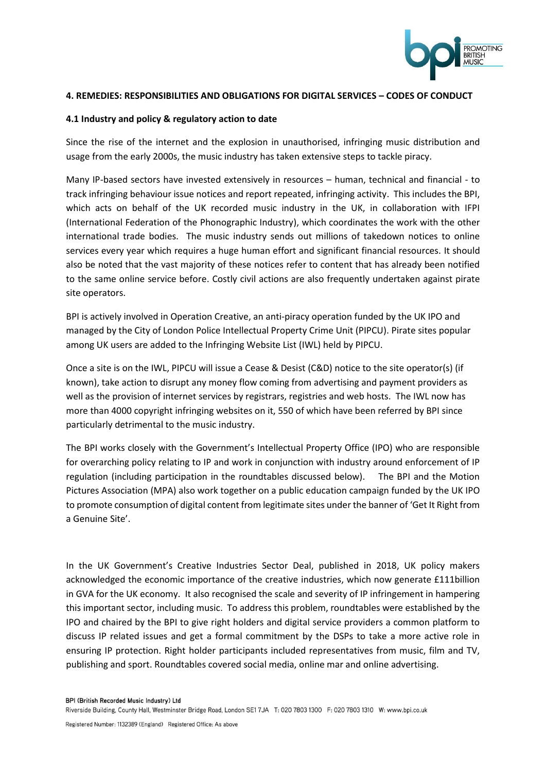## 4. REMEDIES: RESPONSIBILITIES AND OBLIGATIONS FOR DIGITAL SERVICES – CODES OF CONDUCT

### 4.1 Industry and policy & regulatory action to date

Since the rise of the internet and the explosion in unauthorised, infringing music distribution and usage from the early 2000s, the music industry has taken extensive steps to tackle piracy.

Many IP-based sectors have invested extensively in resources – human, technical and financial - to track infringing behaviour issue notices and report repeated, infringing activity. This includes the BPI, which acts on behalf of the UK recorded music industry in the UK, in collaboration with IFPI (International Federation of the Phonographic Industry), which coordinates the work with the other international trade bodies. The music industry sends out millions of takedown notices to online services every year which requires a huge human effort and significant financial resources. It should also be noted that the vast majority of these notices refer to content that has already been notified to the same online service before. Costly civil actions are also frequently undertaken against pirate site operators.

BPI is actively involved in Operation Creative, an anti-piracy operation funded by the UK IPO and managed by the City of London Police Intellectual Property Crime Unit (PIPCU). Pirate sites popular among UK users are added to the Infringing Website List (IWL) held by PIPCU.

Once a site is on the IWL, PIPCU will issue a Cease & Desist (C&D) notice to the site operator(s) (if known), take action to disrupt any money flow coming from advertising and payment providers as well as the provision of internet services by registrars, registries and web hosts. The IWL now has more than 4000 copyright infringing websites on it, 550 of which have been referred by BPI since particularly detrimental to the music industry.

The BPI works closely with the Government's Intellectual Property Office (IPO) who are responsible for overarching policy relating to IP and work in conjunction with industry around enforcement of IP regulation (including participation in the roundtables discussed below). The BPI and the Motion Pictures Association (MPA) also work together on a public education campaign funded by the UK IPO to promote consumption of digital content from legitimate sites under the banner of 'Get It Right from a Genuine Site'.

In the UK Government's Creative Industries Sector Deal, published in 2018, UK policy makers acknowledged the economic importance of the creative industries, which now generate £111billion in GVA for the UK economy. It also recognised the scale and severity of IP infringement in hampering this important sector, including music. To address this problem, roundtables were established by the IPO and chaired by the BPI to give right holders and digital service providers a common platform to discuss IP related issues and get a formal commitment by the DSPs to take a more active role in ensuring IP protection. Right holder participants included representatives from music, film and TV, publishing and sport. Roundtables covered social media, online mar and online advertising.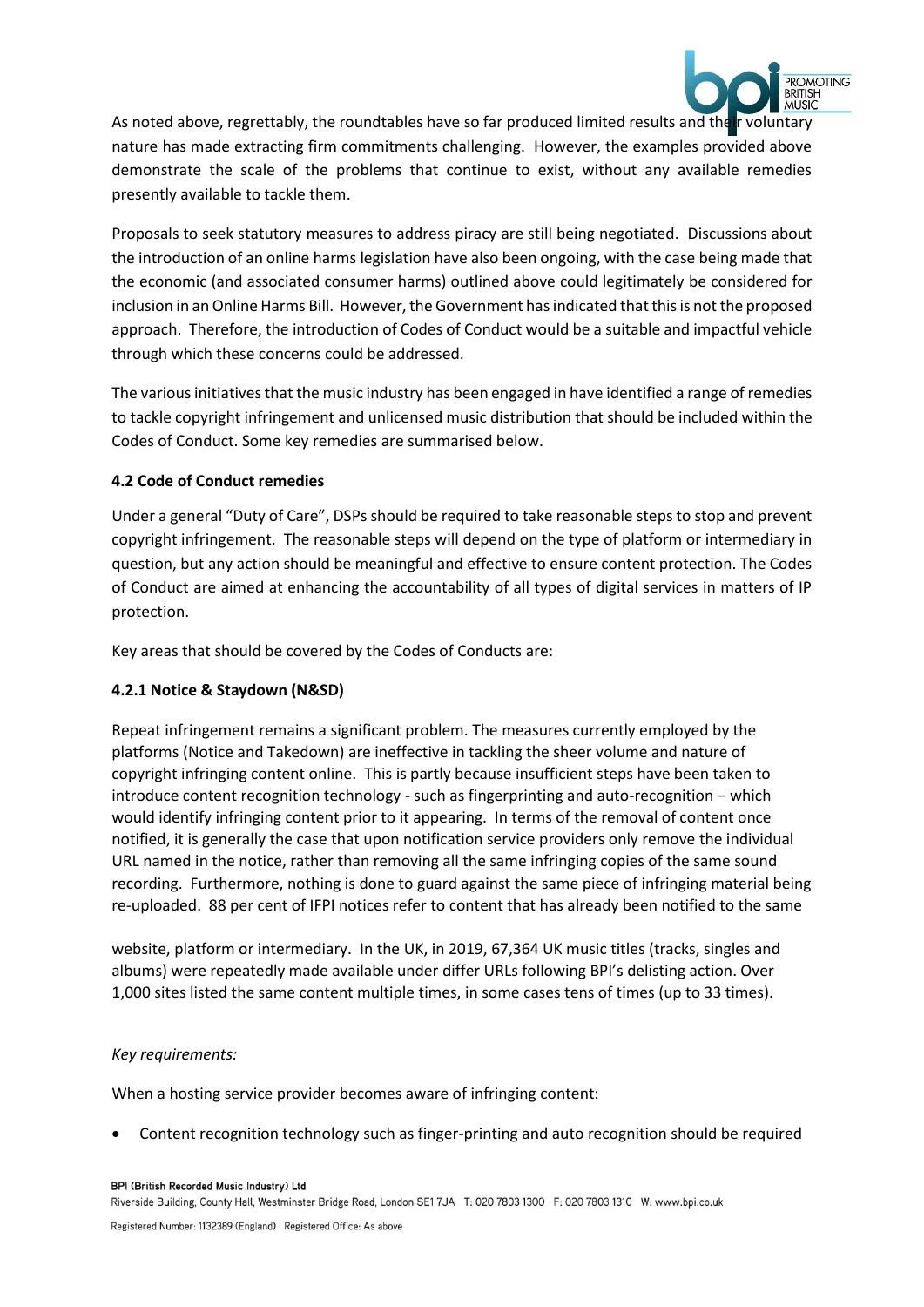As noted above, regrettably, the roundtables have so far produced limited results and their voluntary nature has made extracting firm commitments challenging. However, the examples provided above demonstrate the scale of the problems that continue to exist, without any available remedies presently available to tackle them.

Proposals to seek statutory measures to address piracy are still being negotiated. Discussions about the introduction of an online harms legislation have also been ongoing, with the case being made that the economic (and associated consumer harms) outlined above could legitimately be considered for inclusion in an Online Harms Bill. However, the Government has indicated that this is not the proposed approach. Therefore, the introduction of Codes of Conduct would be a suitable and impactful vehicle through which these concerns could be addressed.

The various initiatives that the music industry has been engaged in have identified a range of remedies to tackle copyright infringement and unlicensed music distribution that should be included within the Codes of Conduct. Some key remedies are summarised below.

**4.2 Code of Conduct remedies**

Under a general "Duty of Care", DSPs should be required to take reasonable steps to stop and prevent copyright infringement. The reasonable steps will depend on the type of platform or intermediary in question, but any action should be meaningful and effective to ensure content protection. The Codes of Conduct are aimed at enhancing the accountability of all types of digital services in matters of IP protection.

Key areas that should be covered by the Codes of Conducts are:

**4.2.1 Notice & Staydown (N&SD)**

Repeat infringement remains a significant problem. The measures currently employed by the platforms (Notice and Takedown) are ineffective in tackling the sheer volume and nature of copyright infringing content online. This is partly because insufficient steps have been taken to introduce content recognition technology - such as fingerprinting and auto-recognition – which would identify infringing content prior to it appearing. In terms of the removal of content once notified, it is generally the case that upon notification service providers only remove the individual URL named in the notice, rather than removing all the same infringing copies of the same sound recording. Furthermore, nothing is done to guard against the same piece of infringing material being re-uploaded. 88 per cent of IFPI notices refer to content that has already been notified to the same website, platform or intermediary. In the UK, in 2019, 67,364 UK music titles (tracks, singles and albums) were repeatedly made available under differ URLs following BPI's delisting action. Over 1,000 sites listed the same content multiple times, in some cases tens of times (up to 33 times).

*Key requirements:*

When a hosting service provider becomes aware of infringing content:

- Content recognition technology such as finger-printing and auto recognition should be required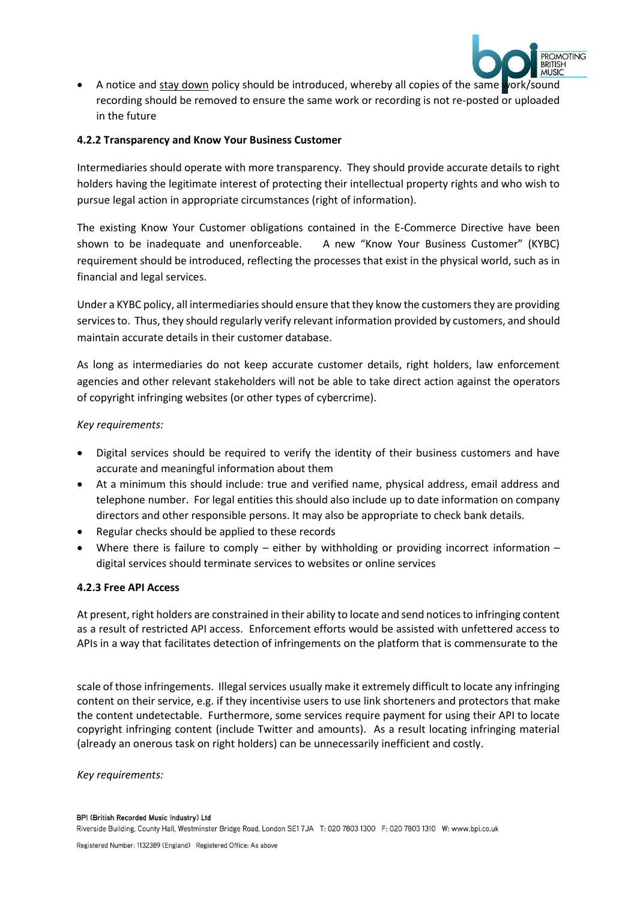- A notice and stay down policy should be introduced, whereby all copies of the same work/sound recording should be removed to ensure the same work or recording is not re-posted or uploaded in the future

#### 4.2.2 Transparency and Know Your Business Customer

Intermediaries should operate with more transparency. They should provide accurate details to right holders having the legitimate interest of protecting their intellectual property rights and who wish to pursue legal action in appropriate circumstances (right of information).

The existing Know Your Customer obligations contained in the E-Commerce Directive have been shown to be inadequate and unenforceable. A new "Know Your Business Customer" (KYBC) requirement should be introduced, reflecting the processes that exist in the physical world, such as in financial and legal services.

Under a KYBC policy, all intermediaries should ensure that they know the customers they are providing services to. Thus, they should regularly verify relevant information provided by customers, and should maintain accurate details in their customer database.

As long as intermediaries do not keep accurate customer details, right holders, law enforcement agencies and other relevant stakeholders will not be able to take direct action against the operators of copyright infringing websites (or other types of cybercrime).

*Key requirements:*

- Digital services should be required to verify the identity of their business customers and have accurate and meaningful information about them
- At a minimum this should include: true and verified name, physical address, email address and telephone number. For legal entities this should also include up to date information on company directors and other responsible persons. It may also be appropriate to check bank details.
- Regular checks should be applied to these records
- Where there is failure to comply – either by withholding or providing incorrect information – digital services should terminate services to websites or online services

#### 4.2.3 Free API Access

At present, right holders are constrained in their ability to locate and send notices to infringing content as a result of restricted API access. Enforcement efforts would be assisted with unfettered access to APIs in a way that facilitates detection of infringements on the platform that is commensurate to the scale of those infringements. Illegal services usually make it extremely difficult to locate any infringing content on their service, e.g. if they incentivise users to use link shorteners and protectors that make the content undetectable. Furthermore, some services require payment for using their API to locate copyright infringing content (include Twitter and amounts). As a result locating infringing material (already an onerous task on right holders) can be unnecessarily inefficient and costly.

*Key requirements:*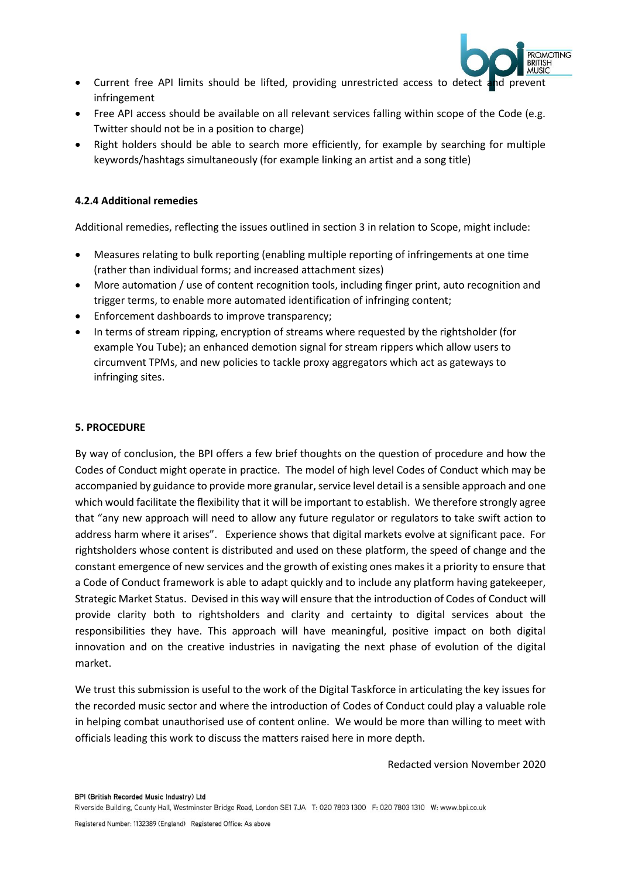- Current free API limits should be lifted, providing unrestricted access to detect and prevent infringement
- Free API access should be available on all relevant services falling within scope of the Code (e.g. Twitter should not be in a position to charge)
- Right holders should be able to search more efficiently, for example by searching for multiple keywords/hashtags simultaneously (for example linking an artist and a song title)

#### 4.2.4 Additional remedies

Additional remedies, reflecting the issues outlined in section 3 in relation to Scope, might include:

- Measures relating to bulk reporting (enabling multiple reporting of infringements at one time (rather than individual forms; and increased attachment sizes)
- More automation / use of content recognition tools, including finger print, auto recognition and trigger terms, to enable more automated identification of infringing content;
- Enforcement dashboards to improve transparency;
- In terms of stream ripping, encryption of streams where requested by the rightsholder (for example You Tube); an enhanced demotion signal for stream rippers which allow users to circumvent TPMs, and new policies to tackle proxy aggregators which act as gateways to infringing sites.

## 5. PROCEDURE

By way of conclusion, the BPI offers a few brief thoughts on the question of procedure and how the Codes of Conduct might operate in practice. The model of high level Codes of Conduct which may be accompanied by guidance to provide more granular, service level detail is a sensible approach and one which would facilitate the flexibility that it will be important to establish. We therefore strongly agree that "any new approach will need to allow any future regulator or regulators to take swift action to address harm where it arises". Experience shows that digital markets evolve at significant pace. For rightsholders whose content is distributed and used on these platform, the speed of change and the constant emergence of new services and the growth of existing ones makes it a priority to ensure that a Code of Conduct framework is able to adapt quickly and to include any platform having gatekeeper, Strategic Market Status. Devised in this way will ensure that the introduction of Codes of Conduct will provide clarity both to rightsholders and clarity and certainty to digital services about the responsibilities they have. This approach will have meaningful, positive impact on both digital innovation and on the creative industries in navigating the next phase of evolution of the digital market.

We trust this submission is useful to the work of the Digital Taskforce in articulating the key issues for the recorded music sector and where the introduction of Codes of Conduct could play a valuable role in helping combat unauthorised use of content online. We would be more than willing to meet with officials leading this work to discuss the matters raised here in more depth.

Redacted version November 2020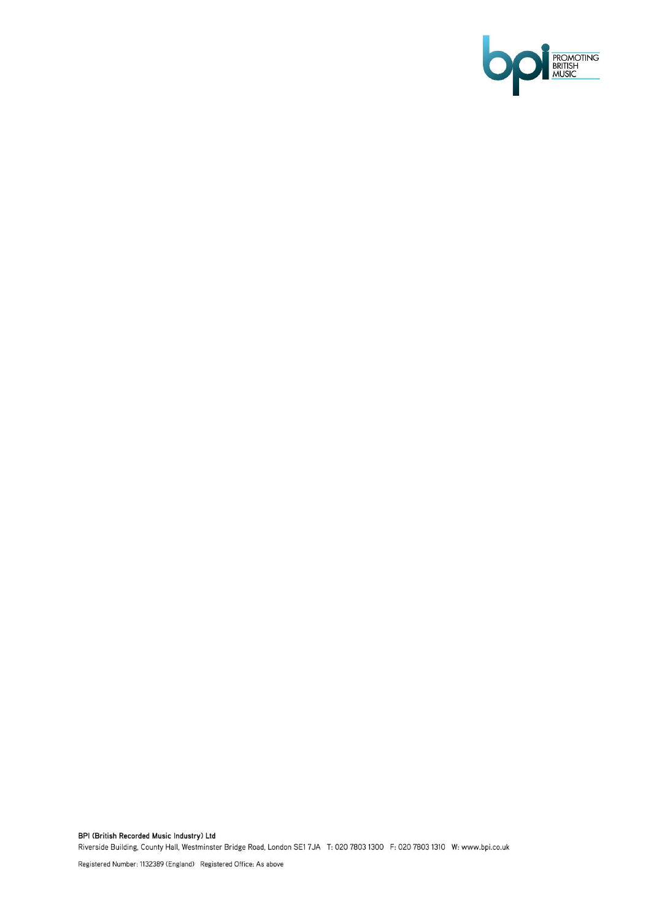PROMOTING BRITISH MUSIC

**BPI (British Recorded Music Industry) Ltd**

Riverside Building, County Hall, Westminster Bridge Road, London SE1 7JA T: 020 7803 1300 F: 020 7803 1310 W: www.bpi.co.uk

Registered Number: 1132389 (England) Registered Office: As above